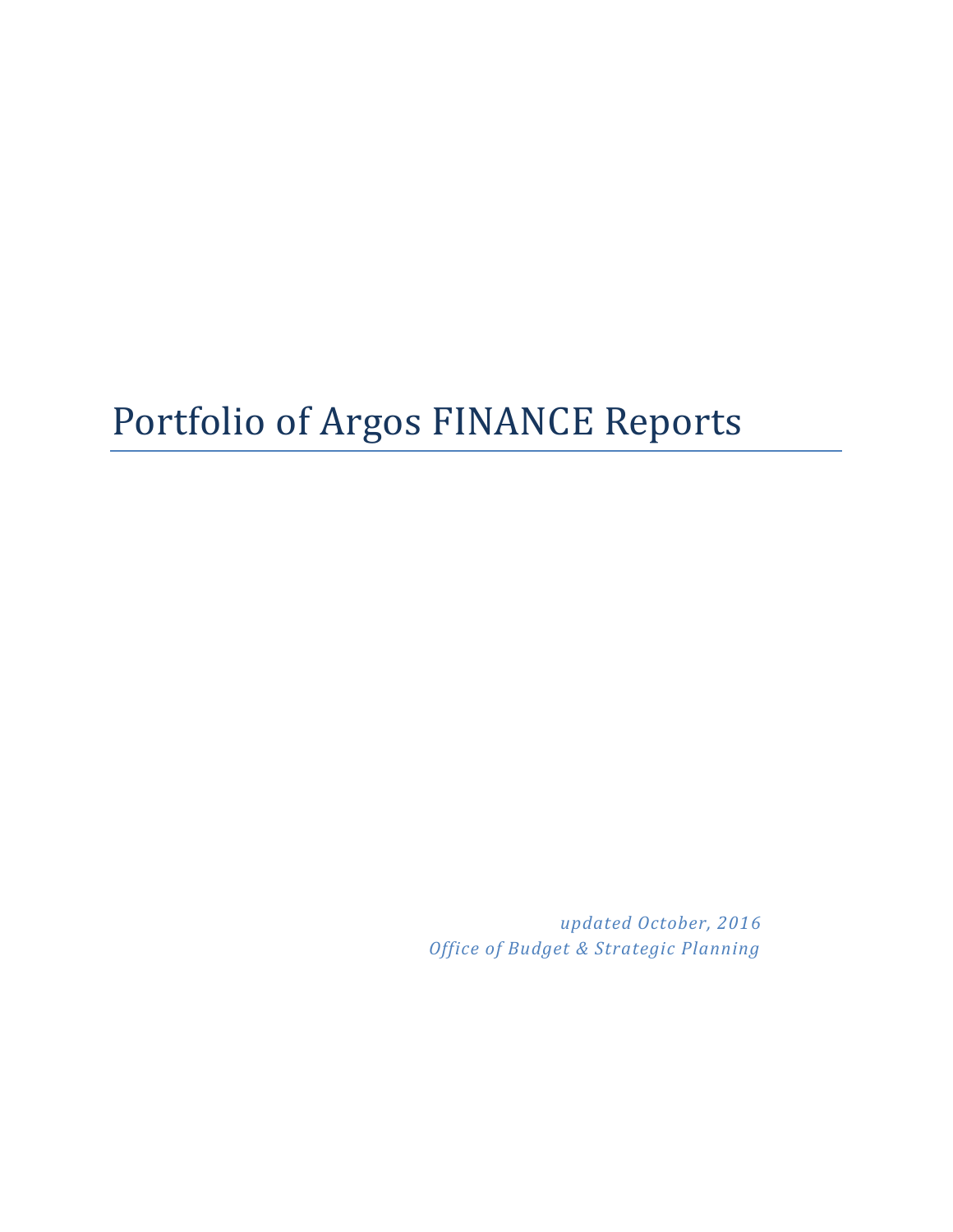# Portfolio of Argos FINANCE Reports

*updated October, 2016*
*Office of Budget & Strategic Planning*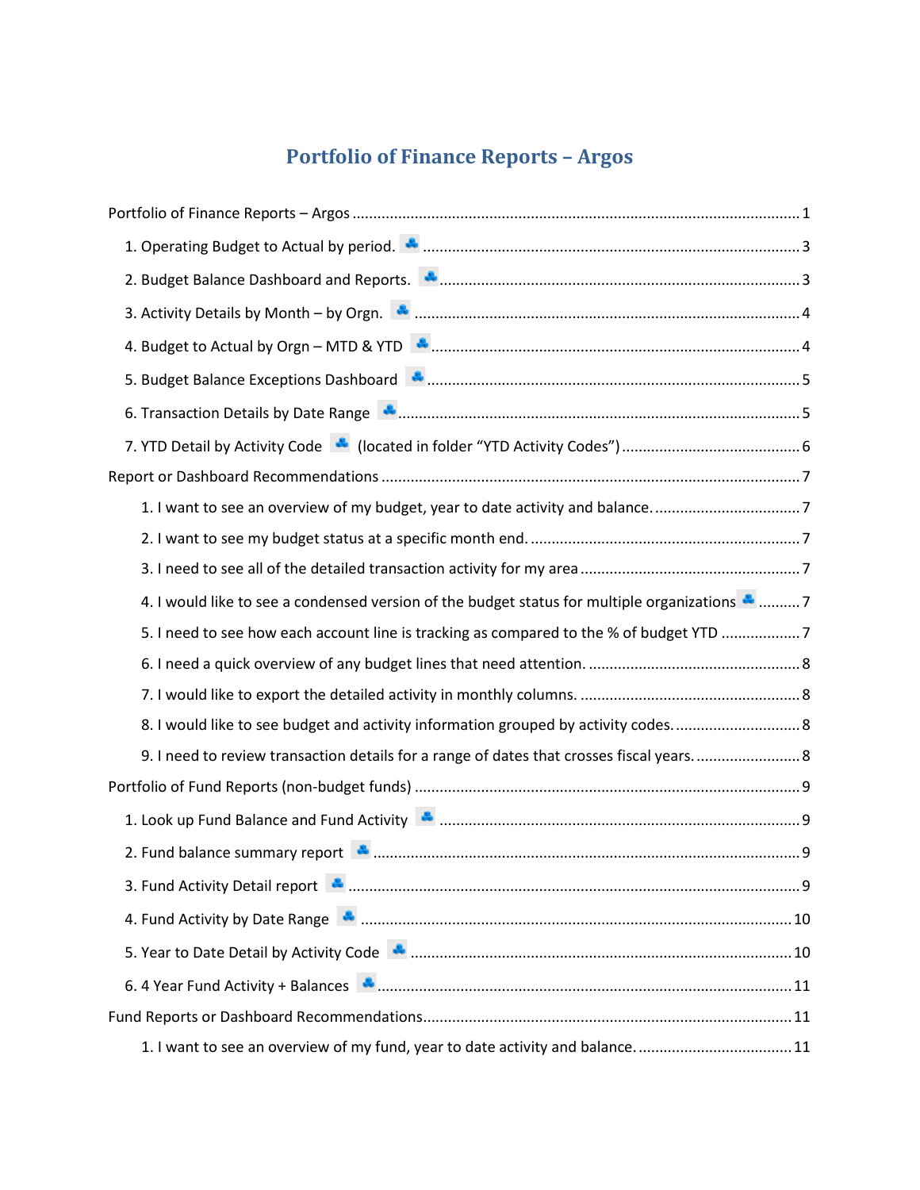# Portfolio of Finance Reports – Argos

Portfolio of Finance Reports – Argos .......... 1

1. Operating Budget to Actual by period. .......... 3
2. Budget Balance Dashboard and Reports. .......... 3
3. Activity Details by Month – by Orgn. .......... 4
4. Budget to Actual by Orgn – MTD & YTD .......... 4
5. Budget Balance Exceptions Dashboard .......... 5
6. Transaction Details by Date Range .......... 5
7. YTD Detail by Activity Code (located in folder "YTD Activity Codes") .......... 6

Report or Dashboard Recommendations .......... 7

1. I want to see an overview of my budget, year to date activity and balance. .......... 7
2. I want to see my budget status at a specific month end. .......... 7
3. I need to see all of the detailed transaction activity for my area .......... 7
4. I would like to see a condensed version of the budget status for multiple organizations .......... 7
5. I need to see how each account line is tracking as compared to the % of budget YTD .......... 7
6. I need a quick overview of any budget lines that need attention. .......... 8
7. I would like to export the detailed activity in monthly columns. .......... 8
8. I would like to see budget and activity information grouped by activity codes. .......... 8
9. I need to review transaction details for a range of dates that crosses fiscal years. .......... 8

Portfolio of Fund Reports (non-budget funds) .......... 9

1. Look up Fund Balance and Fund Activity .......... 9
2. Fund balance summary report .......... 9
3. Fund Activity Detail report .......... 9
4. Fund Activity by Date Range .......... 10
5. Year to Date Detail by Activity Code .......... 10
6. 4 Year Fund Activity + Balances .......... 11

Fund Reports or Dashboard Recommendations .......... 11

1. I want to see an overview of my fund, year to date activity and balance. .......... 11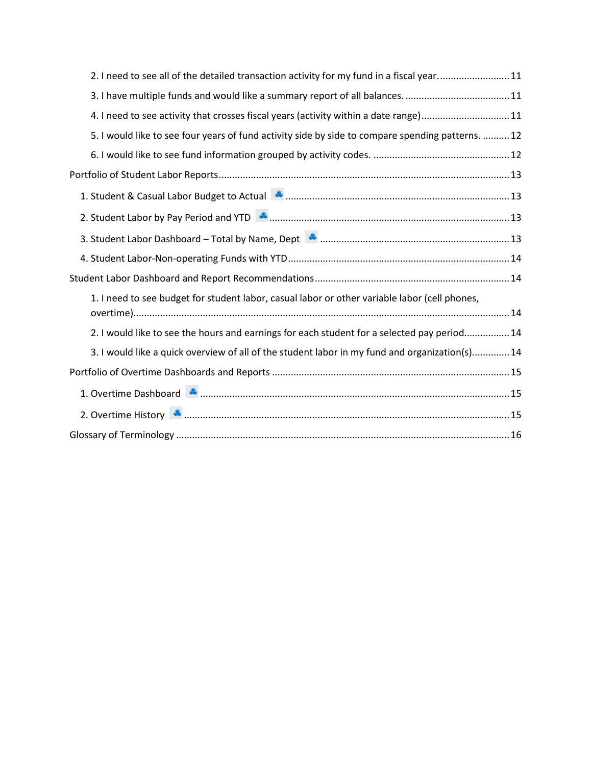2. I need to see all of the detailed transaction activity for my fund in a fiscal year. .......................... 11

3. I have multiple funds and would like a summary report of all balances. ....................................... 11

4. I need to see activity that crosses fiscal years (activity within a date range) ................................ 11

5. I would like to see four years of fund activity side by side to compare spending patterns. .......... 12

6. I would like to see fund information grouped by activity codes. .................................................. 12

Portfolio of Student Labor Reports ............................................................................................... 13

1. Student & Casual Labor Budget to Actual ................................................................................... 13

2. Student Labor by Pay Period and YTD ......................................................................................... 13

3. Student Labor Dashboard – Total by Name, Dept ...................................................................... 13

4. Student Labor-Non-operating Funds with YTD ............................................................................ 14

Student Labor Dashboard and Report Recommendations ........................................................... 14

1. I need to see budget for student labor, casual labor or other variable labor (cell phones, overtime) ........................................................................................................................................ 14

2. I would like to see the hours and earnings for each student for a selected pay period ................ 14

3. I would like a quick overview of all of the student labor in my fund and organization(s) ............. 14

Portfolio of Overtime Dashboards and Reports ........................................................................... 15

1. Overtime Dashboard .................................................................................................................... 15

2. Overtime History .......................................................................................................................... 15

Glossary of Terminology ............................................................................................................... 16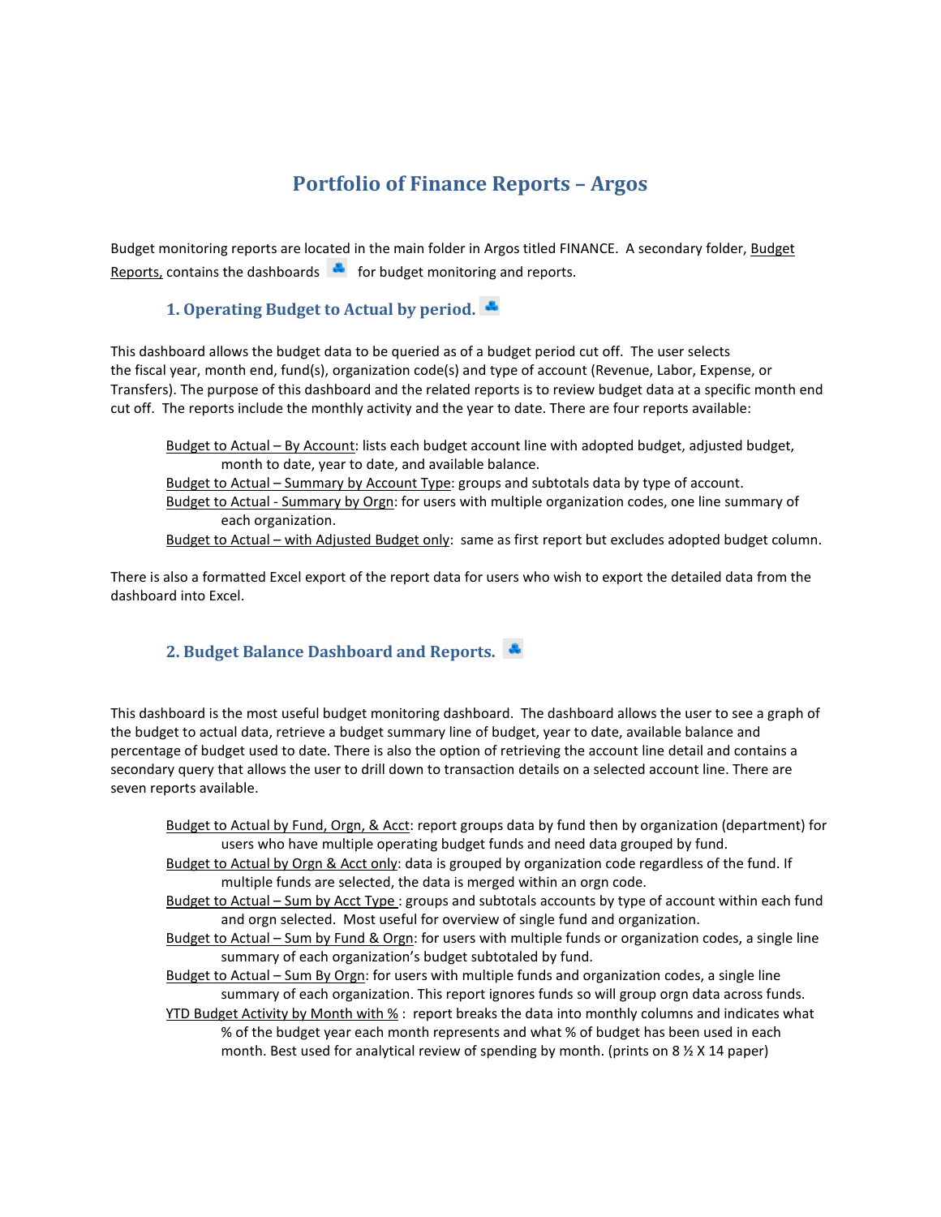# Portfolio of Finance Reports – Argos

Budget monitoring reports are located in the main folder in Argos titled FINANCE. A secondary folder, Budget Reports, contains the dashboards for budget monitoring and reports.

## 1. Operating Budget to Actual by period.

This dashboard allows the budget data to be queried as of a budget period cut off. The user selects the fiscal year, month end, fund(s), organization code(s) and type of account (Revenue, Labor, Expense, or Transfers). The purpose of this dashboard and the related reports is to review budget data at a specific month end cut off. The reports include the monthly activity and the year to date. There are four reports available:

- Budget to Actual – By Account: lists each budget account line with adopted budget, adjusted budget, month to date, year to date, and available balance.
- Budget to Actual – Summary by Account Type: groups and subtotals data by type of account.
- Budget to Actual - Summary by Orgn: for users with multiple organization codes, one line summary of each organization.
- Budget to Actual – with Adjusted Budget only: same as first report but excludes adopted budget column.

There is also a formatted Excel export of the report data for users who wish to export the detailed data from the dashboard into Excel.

## 2. Budget Balance Dashboard and Reports.

This dashboard is the most useful budget monitoring dashboard. The dashboard allows the user to see a graph of the budget to actual data, retrieve a budget summary line of budget, year to date, available balance and percentage of budget used to date. There is also the option of retrieving the account line detail and contains a secondary query that allows the user to drill down to transaction details on a selected account line. There are seven reports available.

- Budget to Actual by Fund, Orgn, & Acct: report groups data by fund then by organization (department) for users who have multiple operating budget funds and need data grouped by fund.
- Budget to Actual by Orgn & Acct only: data is grouped by organization code regardless of the fund. If multiple funds are selected, the data is merged within an orgn code.
- Budget to Actual – Sum by Acct Type : groups and subtotals accounts by type of account within each fund and orgn selected. Most useful for overview of single fund and organization.
- Budget to Actual – Sum by Fund & Orgn: for users with multiple funds or organization codes, a single line summary of each organization's budget subtotaled by fund.
- Budget to Actual – Sum By Orgn: for users with multiple funds and organization codes, a single line summary of each organization. This report ignores funds so will group orgn data across funds.
- YTD Budget Activity by Month with % : report breaks the data into monthly columns and indicates what % of the budget year each month represents and what % of budget has been used in each month. Best used for analytical review of spending by month. (prints on 8 ½ X 14 paper)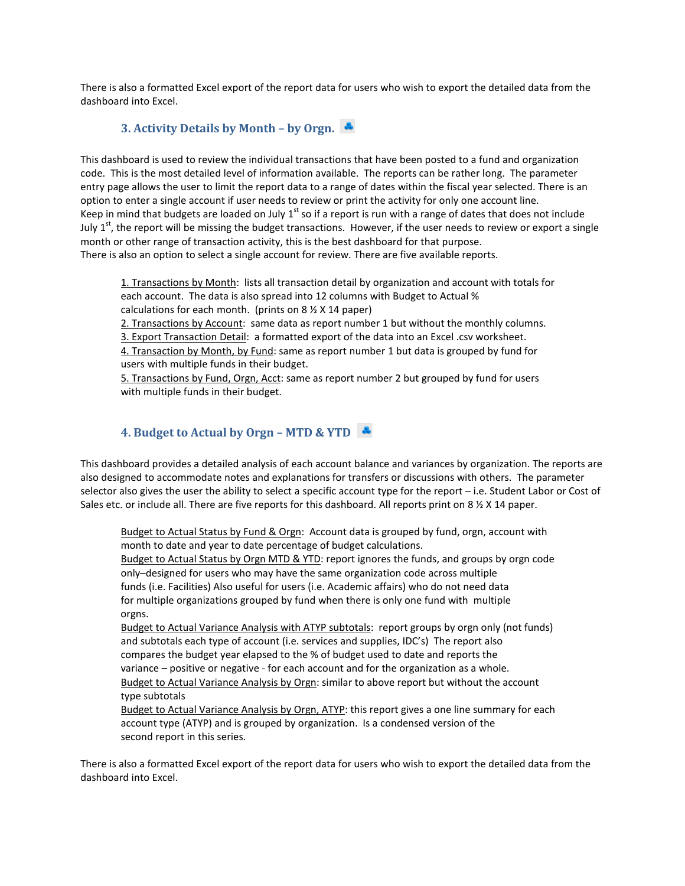There is also a formatted Excel export of the report data for users who wish to export the detailed data from the dashboard into Excel.

### 3. Activity Details by Month – by Orgn.

This dashboard is used to review the individual transactions that have been posted to a fund and organization code. This is the most detailed level of information available. The reports can be rather long. The parameter entry page allows the user to limit the report data to a range of dates within the fiscal year selected. There is an option to enter a single account if user needs to review or print the activity for only one account line.
Keep in mind that budgets are loaded on July 1st so if a report is run with a range of dates that does not include July 1st, the report will be missing the budget transactions. However, if the user needs to review or export a single month or other range of transaction activity, this is the best dashboard for that purpose.
There is also an option to select a single account for review. There are five available reports.

1. Transactions by Month: lists all transaction detail by organization and account with totals for each account. The data is also spread into 12 columns with Budget to Actual % calculations for each month. (prints on 8 ½ X 14 paper)
2. Transactions by Account: same data as report number 1 but without the monthly columns.
3. Export Transaction Detail: a formatted export of the data into an Excel .csv worksheet.
4. Transaction by Month, by Fund: same as report number 1 but data is grouped by fund for users with multiple funds in their budget.
5. Transactions by Fund, Orgn, Acct: same as report number 2 but grouped by fund for users with multiple funds in their budget.

### 4. Budget to Actual by Orgn – MTD & YTD

This dashboard provides a detailed analysis of each account balance and variances by organization. The reports are also designed to accommodate notes and explanations for transfers or discussions with others. The parameter selector also gives the user the ability to select a specific account type for the report – i.e. Student Labor or Cost of Sales etc. or include all. There are five reports for this dashboard. All reports print on 8 ½ X 14 paper.

Budget to Actual Status by Fund & Orgn: Account data is grouped by fund, orgn, account with month to date and year to date percentage of budget calculations.
Budget to Actual Status by Orgn MTD & YTD: report ignores the funds, and groups by orgn code only–designed for users who may have the same organization code across multiple funds (i.e. Facilities) Also useful for users (i.e. Academic affairs) who do not need data for multiple organizations grouped by fund when there is only one fund with multiple orgns.
Budget to Actual Variance Analysis with ATYP subtotals: report groups by orgn only (not funds) and subtotals each type of account (i.e. services and supplies, IDC's) The report also compares the budget year elapsed to the % of budget used to date and reports the variance – positive or negative - for each account and for the organization as a whole.
Budget to Actual Variance Analysis by Orgn: similar to above report but without the account type subtotals
Budget to Actual Variance Analysis by Orgn, ATYP: this report gives a one line summary for each account type (ATYP) and is grouped by organization. Is a condensed version of the second report in this series.

There is also a formatted Excel export of the report data for users who wish to export the detailed data from the dashboard into Excel.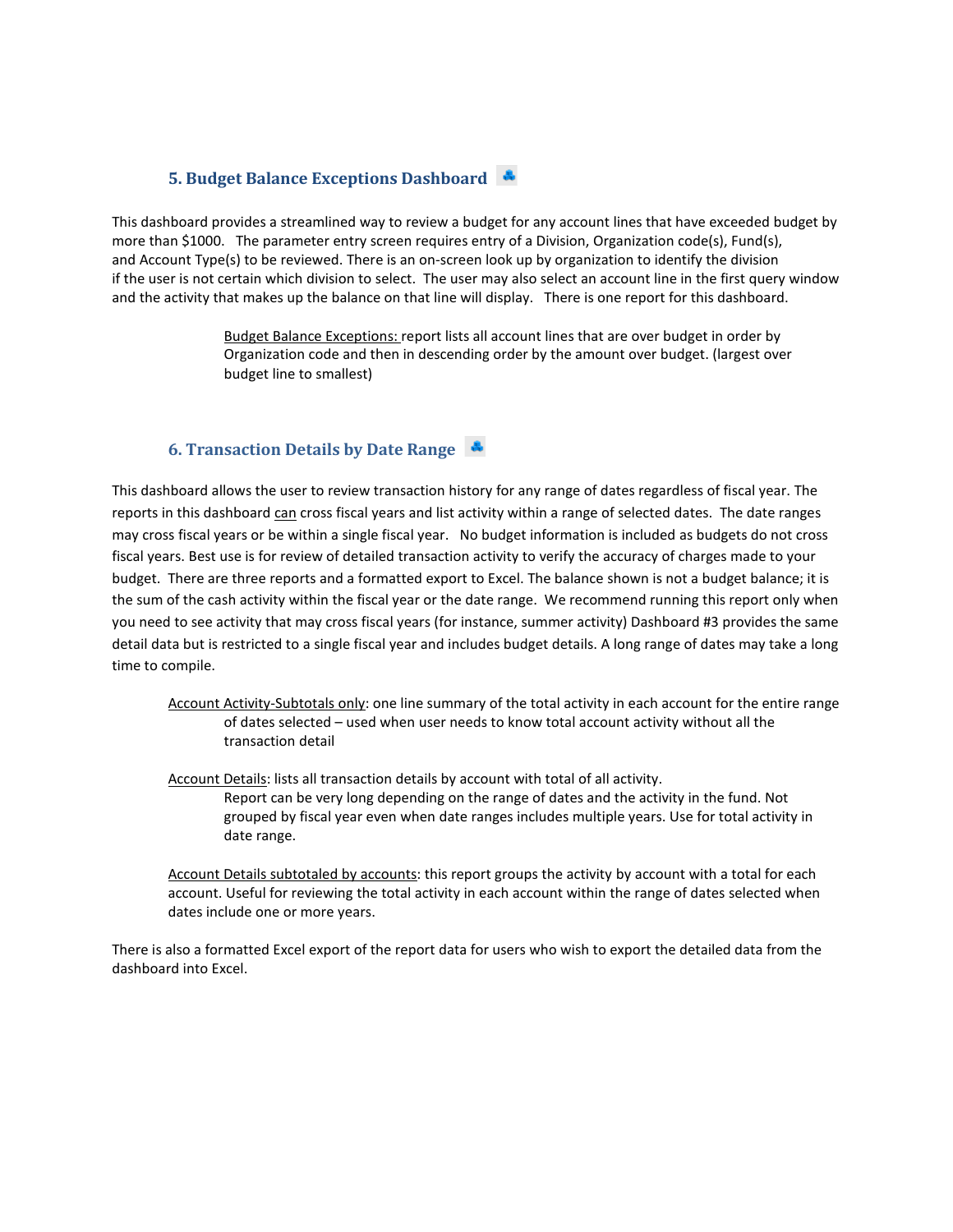### 5. Budget Balance Exceptions Dashboard

This dashboard provides a streamlined way to review a budget for any account lines that have exceeded budget by more than $1000. The parameter entry screen requires entry of a Division, Organization code(s), Fund(s), and Account Type(s) to be reviewed. There is an on-screen look up by organization to identify the division if the user is not certain which division to select. The user may also select an account line in the first query window and the activity that makes up the balance on that line will display. There is one report for this dashboard.

> Budget Balance Exceptions: report lists all account lines that are over budget in order by Organization code and then in descending order by the amount over budget. (largest over budget line to smallest)

### 6. Transaction Details by Date Range

This dashboard allows the user to review transaction history for any range of dates regardless of fiscal year. The reports in this dashboard can cross fiscal years and list activity within a range of selected dates. The date ranges may cross fiscal years or be within a single fiscal year. No budget information is included as budgets do not cross fiscal years. Best use is for review of detailed transaction activity to verify the accuracy of charges made to your budget. There are three reports and a formatted export to Excel. The balance shown is not a budget balance; it is the sum of the cash activity within the fiscal year or the date range. We recommend running this report only when you need to see activity that may cross fiscal years (for instance, summer activity) Dashboard #3 provides the same detail data but is restricted to a single fiscal year and includes budget details. A long range of dates may take a long time to compile.

Account Activity-Subtotals only: one line summary of the total activity in each account for the entire range of dates selected – used when user needs to know total account activity without all the transaction detail

Account Details: lists all transaction details by account with total of all activity. Report can be very long depending on the range of dates and the activity in the fund. Not grouped by fiscal year even when date ranges includes multiple years. Use for total activity in date range.

Account Details subtotaled by accounts: this report groups the activity by account with a total for each account. Useful for reviewing the total activity in each account within the range of dates selected when dates include one or more years.

There is also a formatted Excel export of the report data for users who wish to export the detailed data from the dashboard into Excel.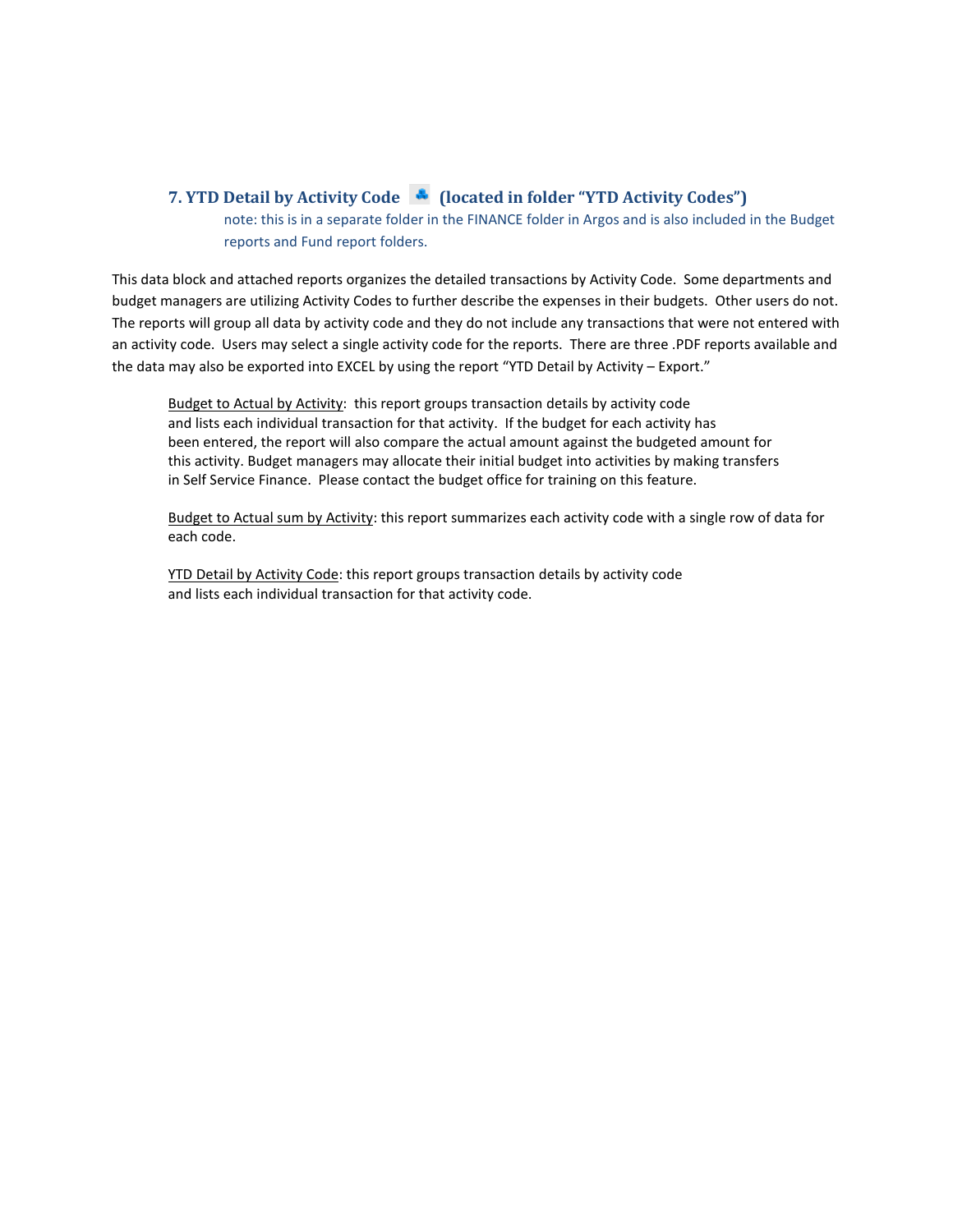## 7. YTD Detail by Activity Code (located in folder "YTD Activity Codes")

note: this is in a separate folder in the FINANCE folder in Argos and is also included in the Budget reports and Fund report folders.

This data block and attached reports organizes the detailed transactions by Activity Code. Some departments and budget managers are utilizing Activity Codes to further describe the expenses in their budgets. Other users do not. The reports will group all data by activity code and they do not include any transactions that were not entered with an activity code. Users may select a single activity code for the reports. There are three .PDF reports available and the data may also be exported into EXCEL by using the report "YTD Detail by Activity – Export."

Budget to Actual by Activity: this report groups transaction details by activity code and lists each individual transaction for that activity. If the budget for each activity has been entered, the report will also compare the actual amount against the budgeted amount for this activity. Budget managers may allocate their initial budget into activities by making transfers in Self Service Finance. Please contact the budget office for training on this feature.

Budget to Actual sum by Activity: this report summarizes each activity code with a single row of data for each code.

YTD Detail by Activity Code: this report groups transaction details by activity code and lists each individual transaction for that activity code.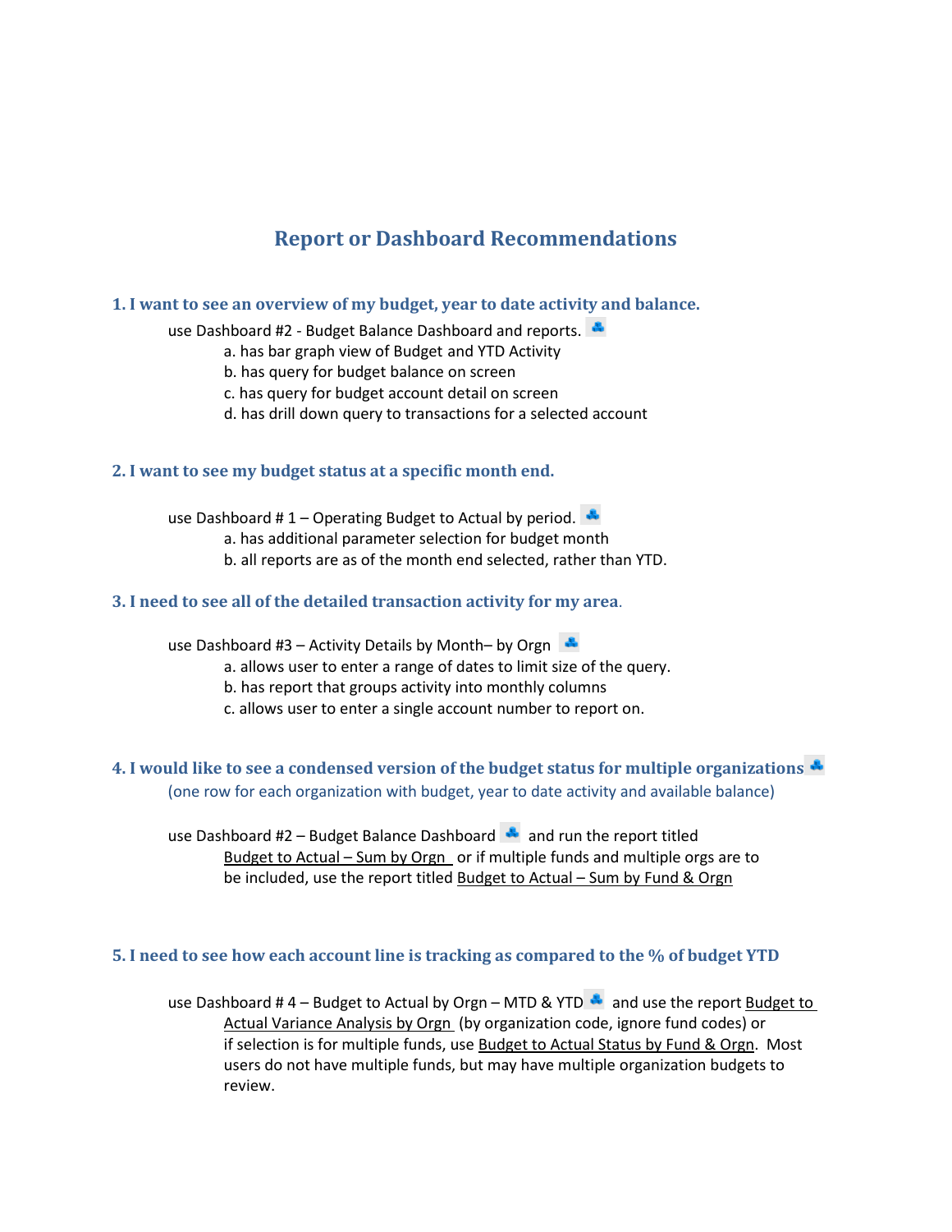# Report or Dashboard Recommendations

## 1. I want to see an overview of my budget, year to date activity and balance.

use Dashboard #2 - Budget Balance Dashboard and reports.

a. has bar graph view of Budget and YTD Activity
b. has query for budget balance on screen
c. has query for budget account detail on screen
d. has drill down query to transactions for a selected account

## 2. I want to see my budget status at a specific month end.

use Dashboard # 1 – Operating Budget to Actual by period.

a. has additional parameter selection for budget month
b. all reports are as of the month end selected, rather than YTD.

## 3. I need to see all of the detailed transaction activity for my area.

use Dashboard #3 – Activity Details by Month– by Orgn

a. allows user to enter a range of dates to limit size of the query.
b. has report that groups activity into monthly columns
c. allows user to enter a single account number to report on.

## 4. I would like to see a condensed version of the budget status for multiple organizations

(one row for each organization with budget, year to date activity and available balance)

use Dashboard #2 – Budget Balance Dashboard and run the report titled Budget to Actual – Sum by Orgn or if multiple funds and multiple orgs are to be included, use the report titled Budget to Actual – Sum by Fund & Orgn

## 5. I need to see how each account line is tracking as compared to the % of budget YTD

use Dashboard # 4 – Budget to Actual by Orgn – MTD & YTD and use the report Budget to Actual Variance Analysis by Orgn (by organization code, ignore fund codes) or if selection is for multiple funds, use Budget to Actual Status by Fund & Orgn. Most users do not have multiple funds, but may have multiple organization budgets to review.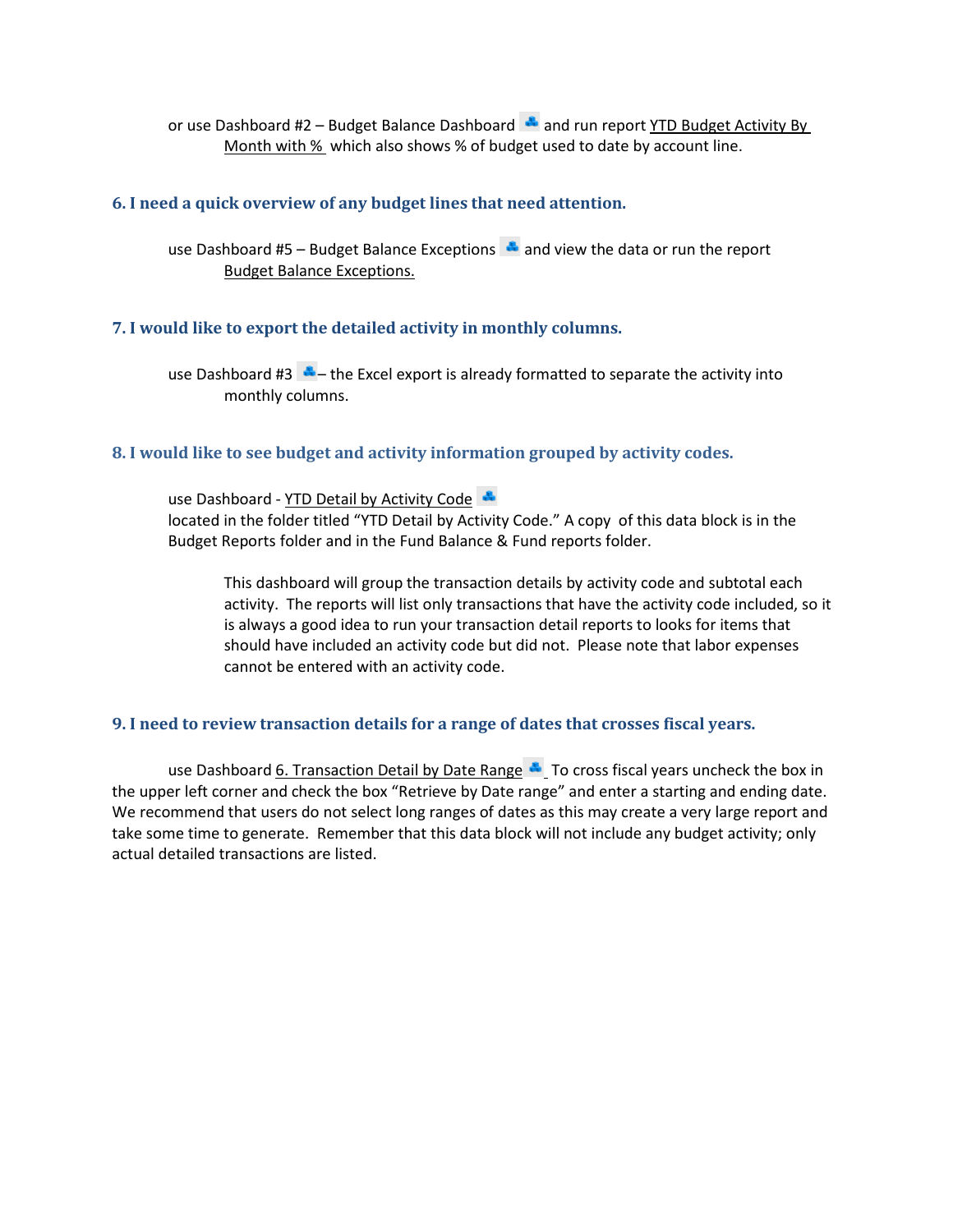or use Dashboard #2 – Budget Balance Dashboard and run report YTD Budget Activity By Month with % which also shows % of budget used to date by account line.

### 6. I need a quick overview of any budget lines that need attention.

use Dashboard #5 – Budget Balance Exceptions and view the data or run the report Budget Balance Exceptions.

### 7. I would like to export the detailed activity in monthly columns.

use Dashboard #3 – the Excel export is already formatted to separate the activity into monthly columns.

### 8. I would like to see budget and activity information grouped by activity codes.

use Dashboard - YTD Detail by Activity Code located in the folder titled "YTD Detail by Activity Code." A copy of this data block is in the Budget Reports folder and in the Fund Balance & Fund reports folder.

This dashboard will group the transaction details by activity code and subtotal each activity. The reports will list only transactions that have the activity code included, so it is always a good idea to run your transaction detail reports to looks for items that should have included an activity code but did not. Please note that labor expenses cannot be entered with an activity code.

### 9. I need to review transaction details for a range of dates that crosses fiscal years.

use Dashboard 6. Transaction Detail by Date Range To cross fiscal years uncheck the box in the upper left corner and check the box "Retrieve by Date range" and enter a starting and ending date. We recommend that users do not select long ranges of dates as this may create a very large report and take some time to generate. Remember that this data block will not include any budget activity; only actual detailed transactions are listed.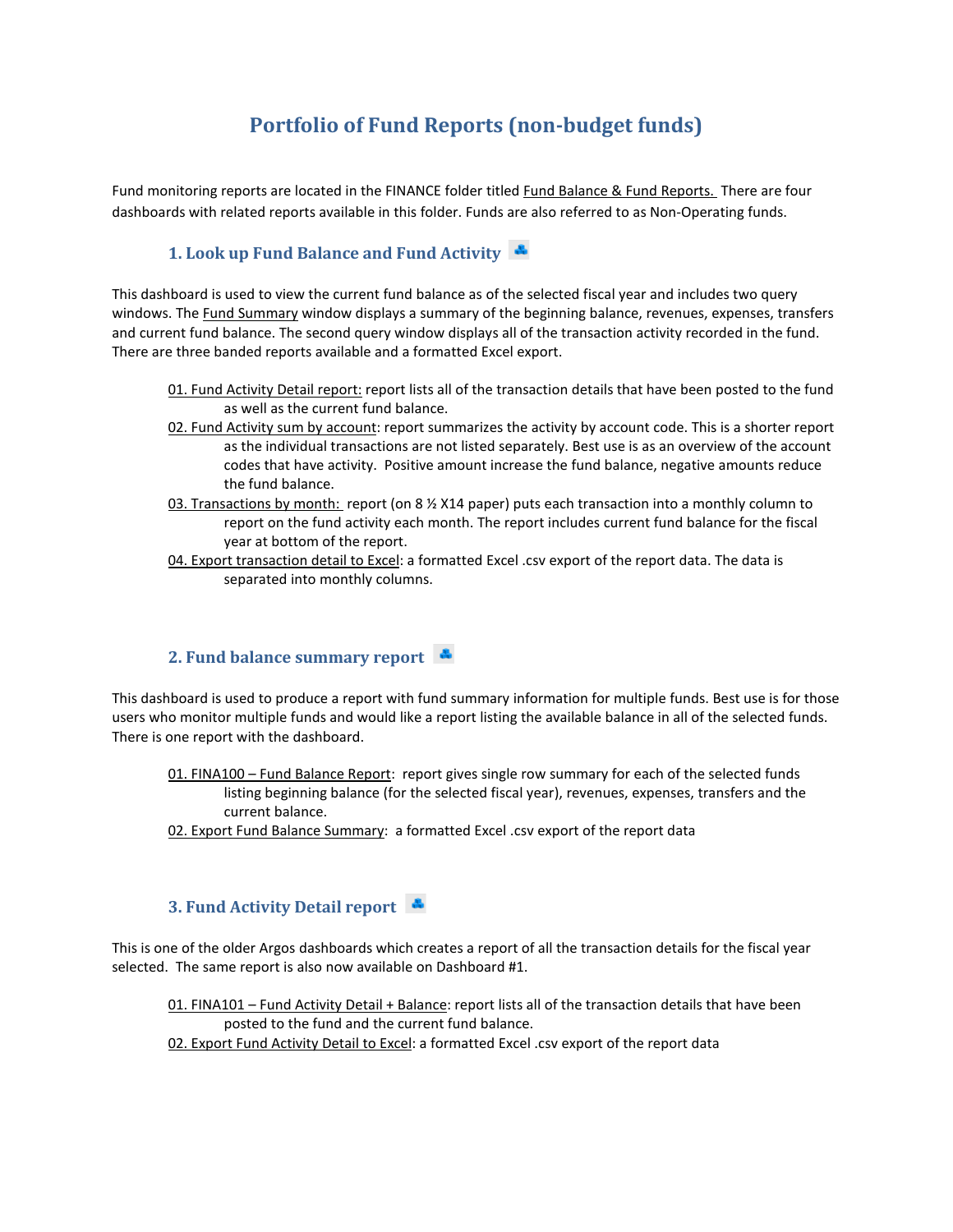# Portfolio of Fund Reports (non-budget funds)

Fund monitoring reports are located in the FINANCE folder titled Fund Balance & Fund Reports. There are four dashboards with related reports available in this folder. Funds are also referred to as Non-Operating funds.

## 1. Look up Fund Balance and Fund Activity

This dashboard is used to view the current fund balance as of the selected fiscal year and includes two query windows. The Fund Summary window displays a summary of the beginning balance, revenues, expenses, transfers and current fund balance. The second query window displays all of the transaction activity recorded in the fund. There are three banded reports available and a formatted Excel export.

- 01. Fund Activity Detail report: report lists all of the transaction details that have been posted to the fund as well as the current fund balance.
- 02. Fund Activity sum by account: report summarizes the activity by account code. This is a shorter report as the individual transactions are not listed separately. Best use is as an overview of the account codes that have activity. Positive amount increase the fund balance, negative amounts reduce the fund balance.
- 03. Transactions by month: report (on 8 ½ X14 paper) puts each transaction into a monthly column to report on the fund activity each month. The report includes current fund balance for the fiscal year at bottom of the report.
- 04. Export transaction detail to Excel: a formatted Excel .csv export of the report data. The data is separated into monthly columns.

## 2. Fund balance summary report

This dashboard is used to produce a report with fund summary information for multiple funds. Best use is for those users who monitor multiple funds and would like a report listing the available balance in all of the selected funds. There is one report with the dashboard.

- 01. FINA100 – Fund Balance Report: report gives single row summary for each of the selected funds listing beginning balance (for the selected fiscal year), revenues, expenses, transfers and the current balance.
- 02. Export Fund Balance Summary: a formatted Excel .csv export of the report data

## 3. Fund Activity Detail report

This is one of the older Argos dashboards which creates a report of all the transaction details for the fiscal year selected. The same report is also now available on Dashboard #1.

- 01. FINA101 – Fund Activity Detail + Balance: report lists all of the transaction details that have been posted to the fund and the current fund balance.
- 02. Export Fund Activity Detail to Excel: a formatted Excel .csv export of the report data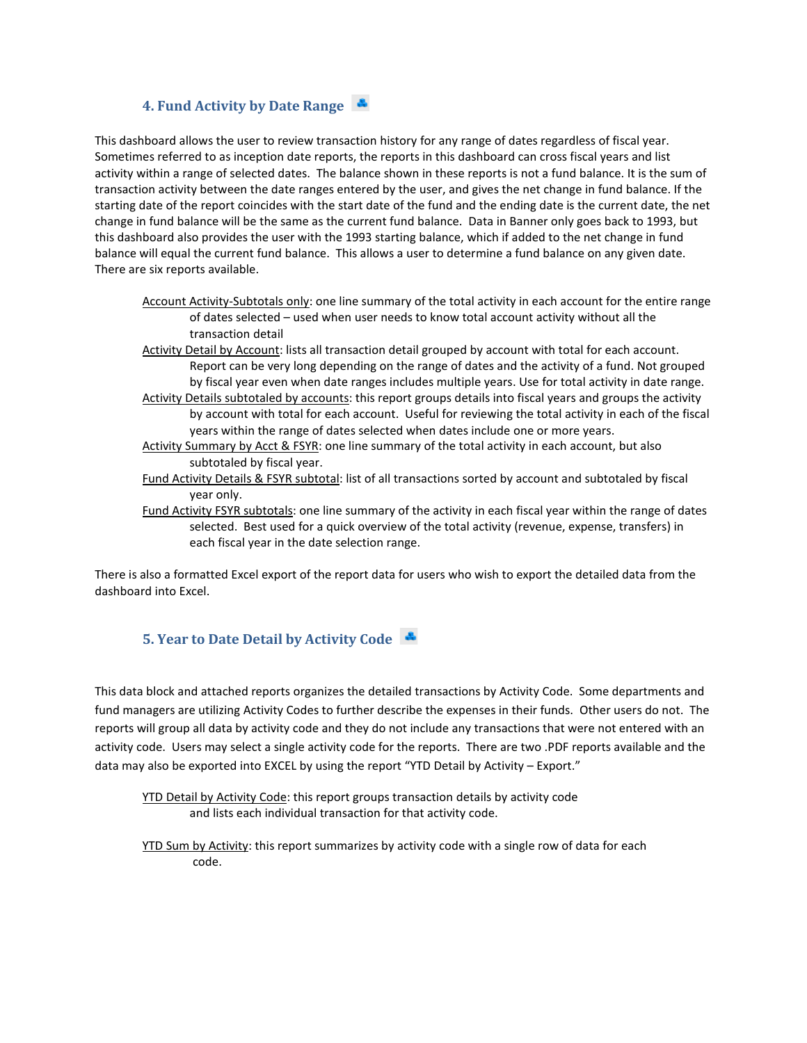### 4. Fund Activity by Date Range

This dashboard allows the user to review transaction history for any range of dates regardless of fiscal year. Sometimes referred to as inception date reports, the reports in this dashboard can cross fiscal years and list activity within a range of selected dates. The balance shown in these reports is not a fund balance. It is the sum of transaction activity between the date ranges entered by the user, and gives the net change in fund balance. If the starting date of the report coincides with the start date of the fund and the ending date is the current date, the net change in fund balance will be the same as the current fund balance. Data in Banner only goes back to 1993, but this dashboard also provides the user with the 1993 starting balance, which if added to the net change in fund balance will equal the current fund balance. This allows a user to determine a fund balance on any given date. There are six reports available.

- Account Activity-Subtotals only: one line summary of the total activity in each account for the entire range of dates selected – used when user needs to know total account activity without all the transaction detail
- Activity Detail by Account: lists all transaction detail grouped by account with total for each account. Report can be very long depending on the range of dates and the activity of a fund. Not grouped by fiscal year even when date ranges includes multiple years. Use for total activity in date range.
- Activity Details subtotaled by accounts: this report groups details into fiscal years and groups the activity by account with total for each account. Useful for reviewing the total activity in each of the fiscal years within the range of dates selected when dates include one or more years.
- Activity Summary by Acct & FSYR: one line summary of the total activity in each account, but also subtotaled by fiscal year.
- Fund Activity Details & FSYR subtotal: list of all transactions sorted by account and subtotaled by fiscal year only.
- Fund Activity FSYR subtotals: one line summary of the activity in each fiscal year within the range of dates selected. Best used for a quick overview of the total activity (revenue, expense, transfers) in each fiscal year in the date selection range.

There is also a formatted Excel export of the report data for users who wish to export the detailed data from the dashboard into Excel.

### 5. Year to Date Detail by Activity Code

This data block and attached reports organizes the detailed transactions by Activity Code. Some departments and fund managers are utilizing Activity Codes to further describe the expenses in their funds. Other users do not. The reports will group all data by activity code and they do not include any transactions that were not entered with an activity code. Users may select a single activity code for the reports. There are two .PDF reports available and the data may also be exported into EXCEL by using the report "YTD Detail by Activity – Export."

- YTD Detail by Activity Code: this report groups transaction details by activity code and lists each individual transaction for that activity code.

- YTD Sum by Activity: this report summarizes by activity code with a single row of data for each code.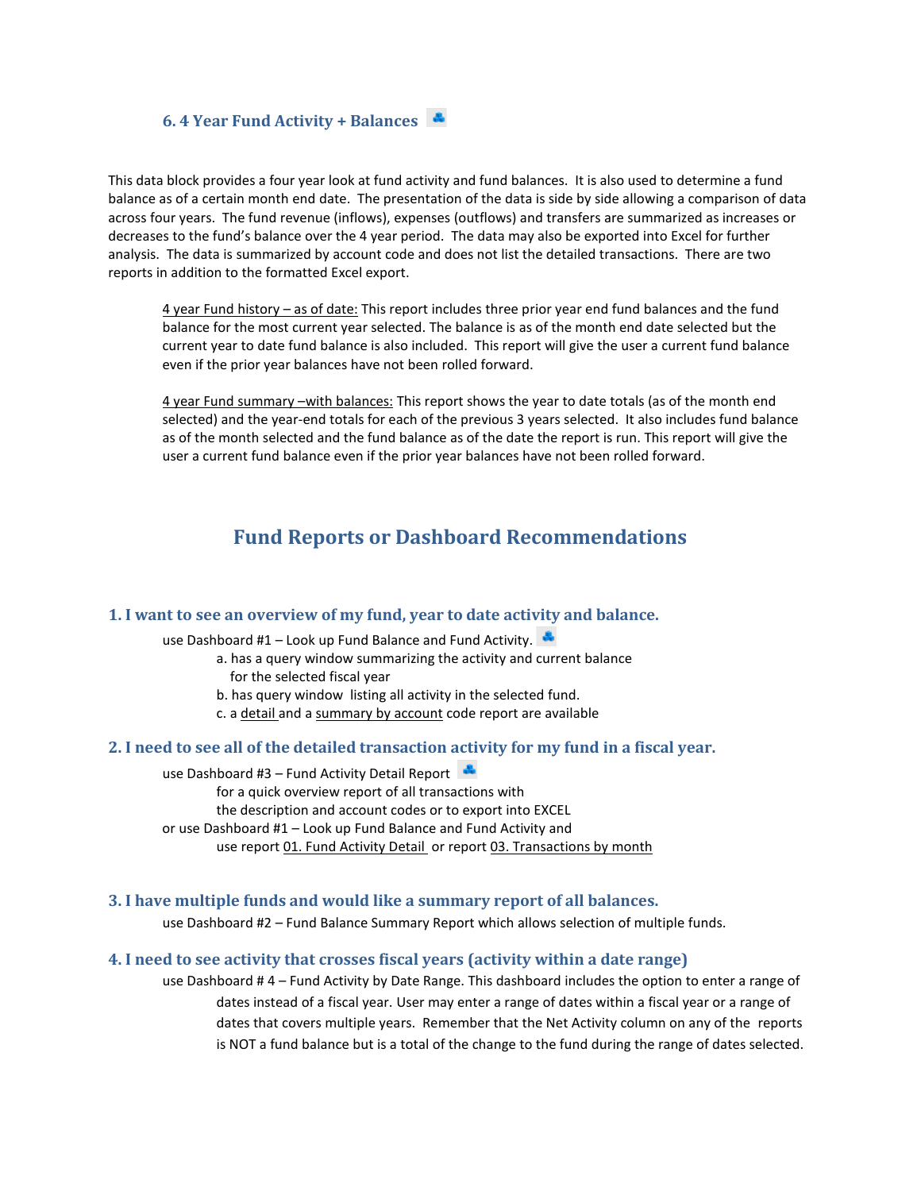### 6. 4 Year Fund Activity + Balances

This data block provides a four year look at fund activity and fund balances. It is also used to determine a fund balance as of a certain month end date. The presentation of the data is side by side allowing a comparison of data across four years. The fund revenue (inflows), expenses (outflows) and transfers are summarized as increases or decreases to the fund's balance over the 4 year period. The data may also be exported into Excel for further analysis. The data is summarized by account code and does not list the detailed transactions. There are two reports in addition to the formatted Excel export.

> 4 year Fund history – as of date: This report includes three prior year end fund balances and the fund balance for the most current year selected. The balance is as of the month end date selected but the current year to date fund balance is also included. This report will give the user a current fund balance even if the prior year balances have not been rolled forward.
>
> 4 year Fund summary –with balances: This report shows the year to date totals (as of the month end selected) and the year-end totals for each of the previous 3 years selected. It also includes fund balance as of the month selected and the fund balance as of the date the report is run. This report will give the user a current fund balance even if the prior year balances have not been rolled forward.

## Fund Reports or Dashboard Recommendations

### 1. I want to see an overview of my fund, year to date activity and balance.

use Dashboard #1 – Look up Fund Balance and Fund Activity.

a. has a query window summarizing the activity and current balance for the selected fiscal year
b. has query window listing all activity in the selected fund.
c. a detail and a summary by account code report are available

### 2. I need to see all of the detailed transaction activity for my fund in a fiscal year.

use Dashboard #3 – Fund Activity Detail Report
for a quick overview report of all transactions with the description and account codes or to export into EXCEL
or use Dashboard #1 – Look up Fund Balance and Fund Activity and
use report 01. Fund Activity Detail or report 03. Transactions by month

### 3. I have multiple funds and would like a summary report of all balances.

use Dashboard #2 – Fund Balance Summary Report which allows selection of multiple funds.

### 4. I need to see activity that crosses fiscal years (activity within a date range)

use Dashboard # 4 – Fund Activity by Date Range. This dashboard includes the option to enter a range of dates instead of a fiscal year. User may enter a range of dates within a fiscal year or a range of dates that covers multiple years. Remember that the Net Activity column on any of the reports is NOT a fund balance but is a total of the change to the fund during the range of dates selected.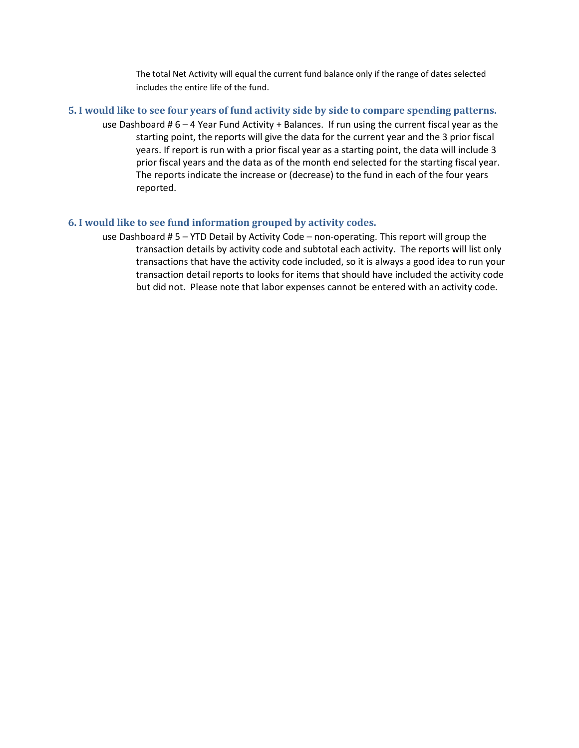The total Net Activity will equal the current fund balance only if the range of dates selected includes the entire life of the fund.

## 5. I would like to see four years of fund activity side by side to compare spending patterns.

use Dashboard # 6 – 4 Year Fund Activity + Balances. If run using the current fiscal year as the starting point, the reports will give the data for the current year and the 3 prior fiscal years. If report is run with a prior fiscal year as a starting point, the data will include 3 prior fiscal years and the data as of the month end selected for the starting fiscal year. The reports indicate the increase or (decrease) to the fund in each of the four years reported.

## 6. I would like to see fund information grouped by activity codes.

use Dashboard # 5 – YTD Detail by Activity Code – non-operating. This report will group the transaction details by activity code and subtotal each activity. The reports will list only transactions that have the activity code included, so it is always a good idea to run your transaction detail reports to looks for items that should have included the activity code but did not. Please note that labor expenses cannot be entered with an activity code.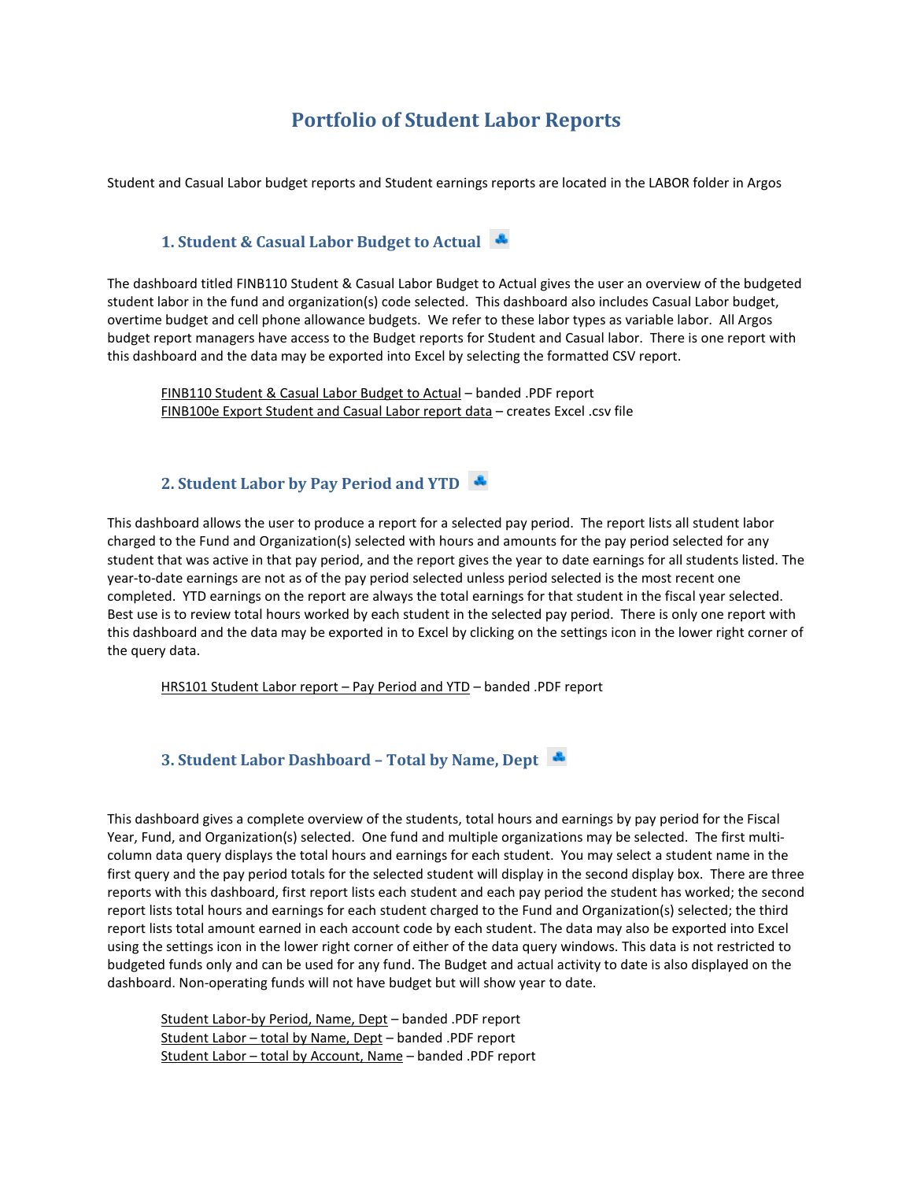# Portfolio of Student Labor Reports

Student and Casual Labor budget reports and Student earnings reports are located in the LABOR folder in Argos

## 1. Student & Casual Labor Budget to Actual

The dashboard titled FINB110 Student & Casual Labor Budget to Actual gives the user an overview of the budgeted student labor in the fund and organization(s) code selected. This dashboard also includes Casual Labor budget, overtime budget and cell phone allowance budgets. We refer to these labor types as variable labor. All Argos budget report managers have access to the Budget reports for Student and Casual labor. There is one report with this dashboard and the data may be exported into Excel by selecting the formatted CSV report.

FINB110 Student & Casual Labor Budget to Actual – banded .PDF report
FINB100e Export Student and Casual Labor report data – creates Excel .csv file

## 2. Student Labor by Pay Period and YTD

This dashboard allows the user to produce a report for a selected pay period. The report lists all student labor charged to the Fund and Organization(s) selected with hours and amounts for the pay period selected for any student that was active in that pay period, and the report gives the year to date earnings for all students listed. The year-to-date earnings are not as of the pay period selected unless period selected is the most recent one completed. YTD earnings on the report are always the total earnings for that student in the fiscal year selected. Best use is to review total hours worked by each student in the selected pay period. There is only one report with this dashboard and the data may be exported in to Excel by clicking on the settings icon in the lower right corner of the query data.

HRS101 Student Labor report – Pay Period and YTD – banded .PDF report

## 3. Student Labor Dashboard – Total by Name, Dept

This dashboard gives a complete overview of the students, total hours and earnings by pay period for the Fiscal Year, Fund, and Organization(s) selected. One fund and multiple organizations may be selected. The first multi-column data query displays the total hours and earnings for each student. You may select a student name in the first query and the pay period totals for the selected student will display in the second display box. There are three reports with this dashboard, first report lists each student and each pay period the student has worked; the second report lists total hours and earnings for each student charged to the Fund and Organization(s) selected; the third report lists total amount earned in each account code by each student. The data may also be exported into Excel using the settings icon in the lower right corner of either of the data query windows. This data is not restricted to budgeted funds only and can be used for any fund. The Budget and actual activity to date is also displayed on the dashboard. Non-operating funds will not have budget but will show year to date.

Student Labor-by Period, Name, Dept – banded .PDF report
Student Labor – total by Name, Dept – banded .PDF report
Student Labor – total by Account, Name – banded .PDF report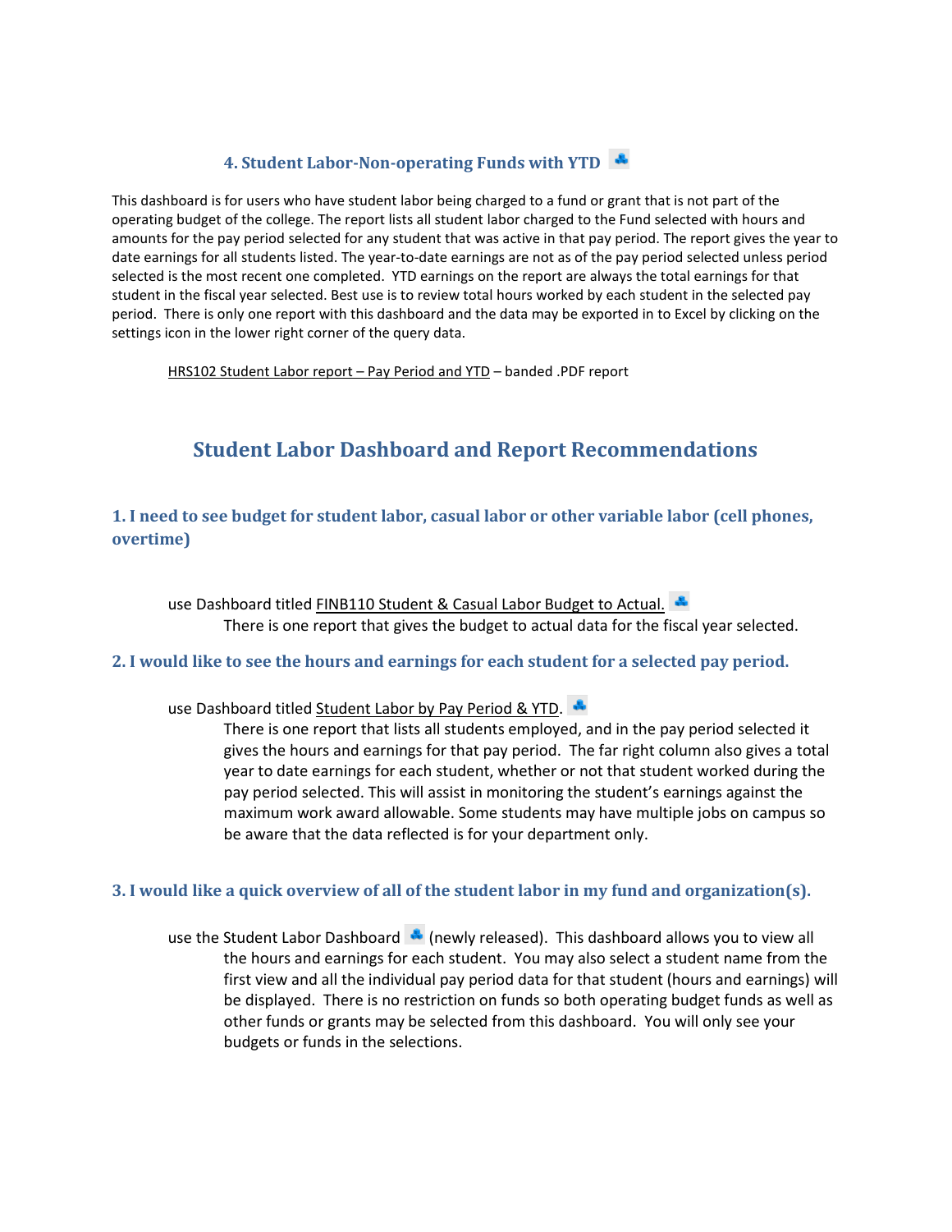### 4. Student Labor-Non-operating Funds with YTD

This dashboard is for users who have student labor being charged to a fund or grant that is not part of the operating budget of the college. The report lists all student labor charged to the Fund selected with hours and amounts for the pay period selected for any student that was active in that pay period. The report gives the year to date earnings for all students listed. The year-to-date earnings are not as of the pay period selected unless period selected is the most recent one completed. YTD earnings on the report are always the total earnings for that student in the fiscal year selected. Best use is to review total hours worked by each student in the selected pay period. There is only one report with this dashboard and the data may be exported in to Excel by clicking on the settings icon in the lower right corner of the query data.

HRS102 Student Labor report – Pay Period and YTD – banded .PDF report

## Student Labor Dashboard and Report Recommendations

### 1. I need to see budget for student labor, casual labor or other variable labor (cell phones, overtime)

use Dashboard titled FINB110 Student & Casual Labor Budget to Actual.
There is one report that gives the budget to actual data for the fiscal year selected.

### 2. I would like to see the hours and earnings for each student for a selected pay period.

use Dashboard titled Student Labor by Pay Period & YTD.
There is one report that lists all students employed, and in the pay period selected it gives the hours and earnings for that pay period. The far right column also gives a total year to date earnings for each student, whether or not that student worked during the pay period selected. This will assist in monitoring the student's earnings against the maximum work award allowable. Some students may have multiple jobs on campus so be aware that the data reflected is for your department only.

### 3. I would like a quick overview of all of the student labor in my fund and organization(s).

use the Student Labor Dashboard (newly released). This dashboard allows you to view all the hours and earnings for each student. You may also select a student name from the first view and all the individual pay period data for that student (hours and earnings) will be displayed. There is no restriction on funds so both operating budget funds as well as other funds or grants may be selected from this dashboard. You will only see your budgets or funds in the selections.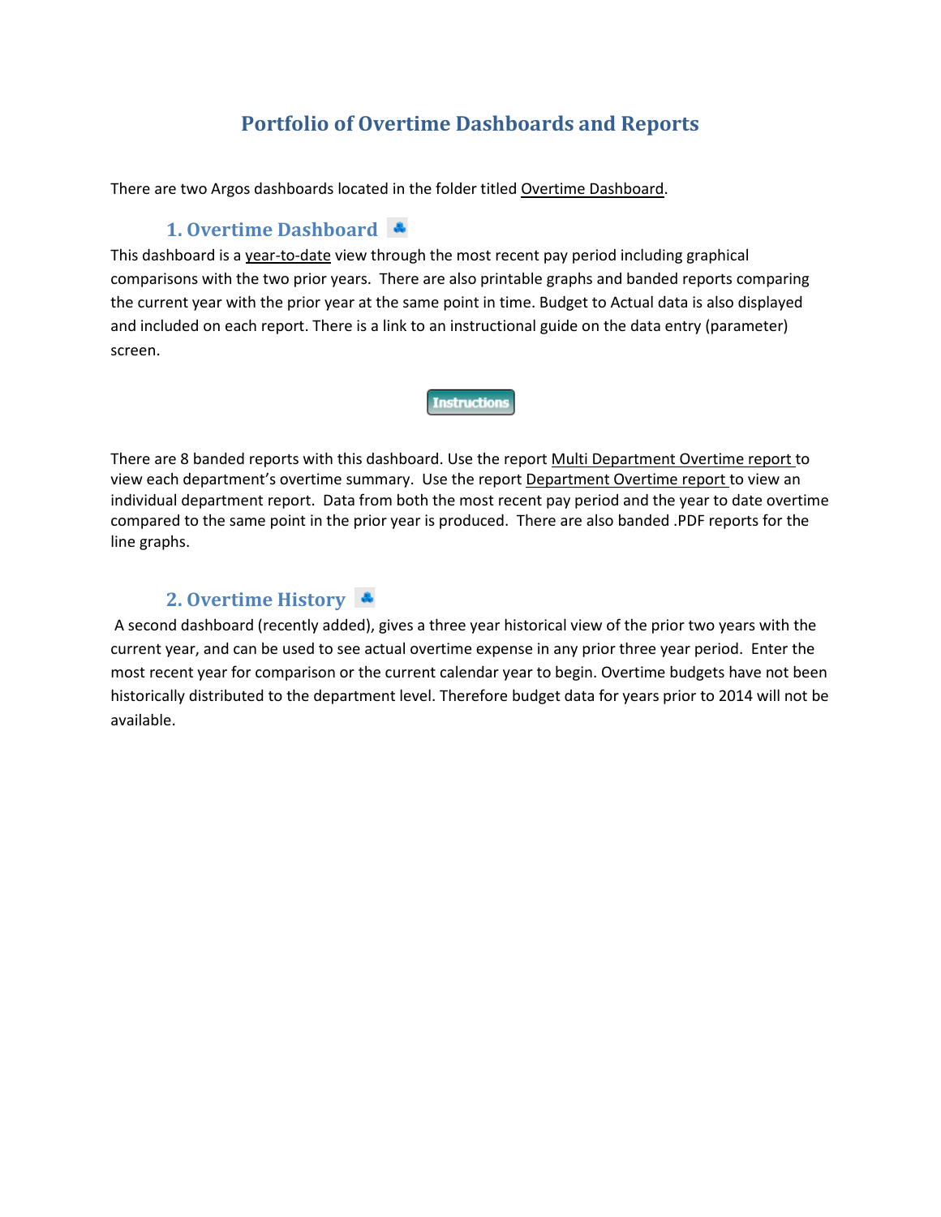# Portfolio of Overtime Dashboards and Reports

There are two Argos dashboards located in the folder titled Overtime Dashboard.

## 1. Overtime Dashboard

This dashboard is a year-to-date view through the most recent pay period including graphical comparisons with the two prior years. There are also printable graphs and banded reports comparing the current year with the prior year at the same point in time. Budget to Actual data is also displayed and included on each report. There is a link to an instructional guide on the data entry (parameter) screen.

Instructions

There are 8 banded reports with this dashboard. Use the report Multi Department Overtime report to view each department's overtime summary. Use the report Department Overtime report to view an individual department report. Data from both the most recent pay period and the year to date overtime compared to the same point in the prior year is produced. There are also banded .PDF reports for the line graphs.

## 2. Overtime History

A second dashboard (recently added), gives a three year historical view of the prior two years with the current year, and can be used to see actual overtime expense in any prior three year period. Enter the most recent year for comparison or the current calendar year to begin. Overtime budgets have not been historically distributed to the department level. Therefore budget data for years prior to 2014 will not be available.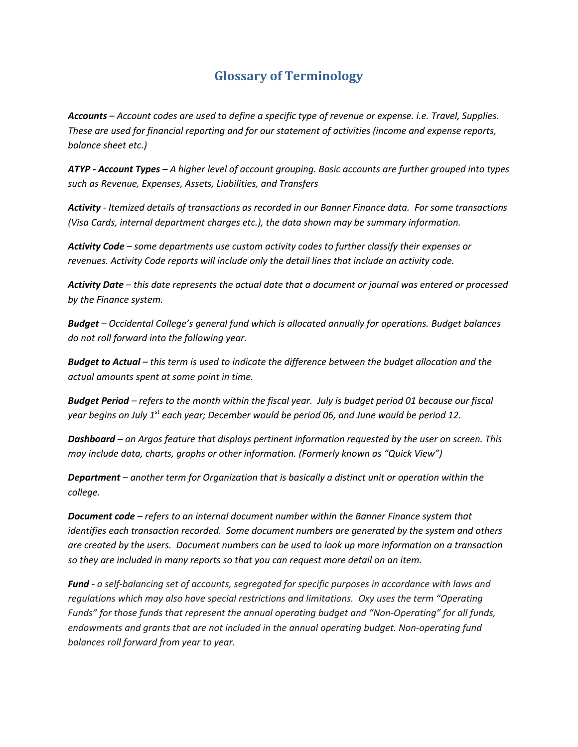## Glossary of Terminology

***Accounts*** *– Account codes are used to define a specific type of revenue or expense. i.e. Travel, Supplies. These are used for financial reporting and for our statement of activities (income and expense reports, balance sheet etc.)*

***ATYP - Account Types*** *– A higher level of account grouping. Basic accounts are further grouped into types such as Revenue, Expenses, Assets, Liabilities, and Transfers*

***Activity*** *- Itemized details of transactions as recorded in our Banner Finance data. For some transactions (Visa Cards, internal department charges etc.), the data shown may be summary information.*

***Activity Code*** *– some departments use custom activity codes to further classify their expenses or revenues. Activity Code reports will include only the detail lines that include an activity code.*

***Activity Date*** *– this date represents the actual date that a document or journal was entered or processed by the Finance system.*

***Budget*** *– Occidental College's general fund which is allocated annually for operations. Budget balances do not roll forward into the following year.*

***Budget to Actual*** *– this term is used to indicate the difference between the budget allocation and the actual amounts spent at some point in time.*

***Budget Period*** *– refers to the month within the fiscal year. July is budget period 01 because our fiscal year begins on July 1st each year; December would be period 06, and June would be period 12.*

***Dashboard*** *– an Argos feature that displays pertinent information requested by the user on screen. This may include data, charts, graphs or other information. (Formerly known as "Quick View")*

***Department*** *– another term for Organization that is basically a distinct unit or operation within the college.*

***Document code*** *– refers to an internal document number within the Banner Finance system that identifies each transaction recorded. Some document numbers are generated by the system and others are created by the users. Document numbers can be used to look up more information on a transaction so they are included in many reports so that you can request more detail on an item.*

***Fund*** *- a self-balancing set of accounts, segregated for specific purposes in accordance with laws and regulations which may also have special restrictions and limitations. Oxy uses the term "Operating Funds" for those funds that represent the annual operating budget and "Non-Operating" for all funds, endowments and grants that are not included in the annual operating budget. Non-operating fund balances roll forward from year to year.*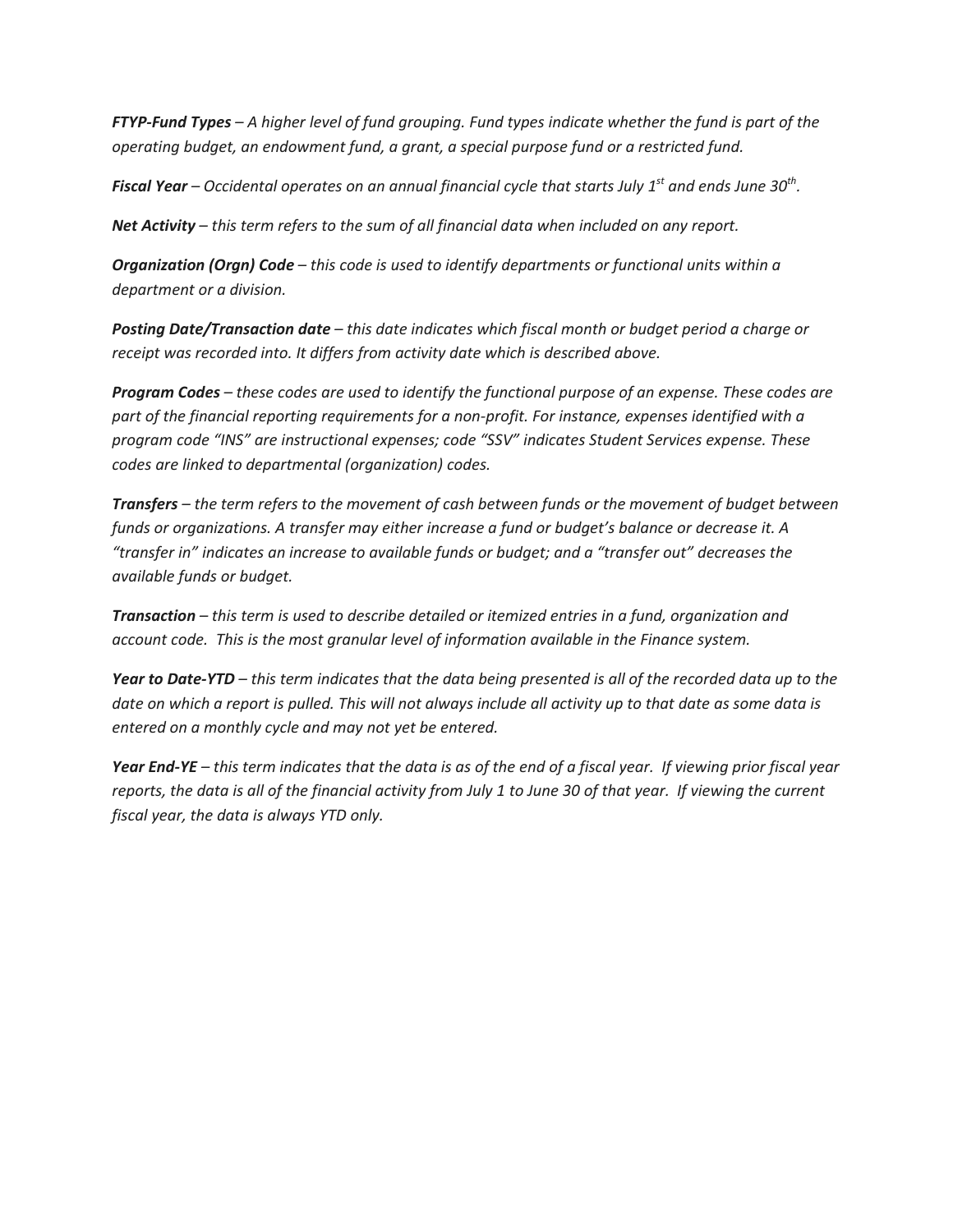***FTYP-Fund Types*** *– A higher level of fund grouping. Fund types indicate whether the fund is part of the operating budget, an endowment fund, a grant, a special purpose fund or a restricted fund.*

***Fiscal Year*** *– Occidental operates on an annual financial cycle that starts July 1st and ends June 30th.*

***Net Activity*** *– this term refers to the sum of all financial data when included on any report.*

***Organization (Orgn) Code*** *– this code is used to identify departments or functional units within a department or a division.*

***Posting Date/Transaction date*** *– this date indicates which fiscal month or budget period a charge or receipt was recorded into. It differs from activity date which is described above.*

***Program Codes*** *– these codes are used to identify the functional purpose of an expense. These codes are part of the financial reporting requirements for a non-profit. For instance, expenses identified with a program code "INS" are instructional expenses; code "SSV" indicates Student Services expense. These codes are linked to departmental (organization) codes.*

***Transfers*** *– the term refers to the movement of cash between funds or the movement of budget between funds or organizations. A transfer may either increase a fund or budget's balance or decrease it. A "transfer in" indicates an increase to available funds or budget; and a "transfer out" decreases the available funds or budget.*

***Transaction*** *– this term is used to describe detailed or itemized entries in a fund, organization and account code. This is the most granular level of information available in the Finance system.*

***Year to Date-YTD*** *– this term indicates that the data being presented is all of the recorded data up to the date on which a report is pulled. This will not always include all activity up to that date as some data is entered on a monthly cycle and may not yet be entered.*

***Year End-YE*** *– this term indicates that the data is as of the end of a fiscal year. If viewing prior fiscal year reports, the data is all of the financial activity from July 1 to June 30 of that year. If viewing the current fiscal year, the data is always YTD only.*